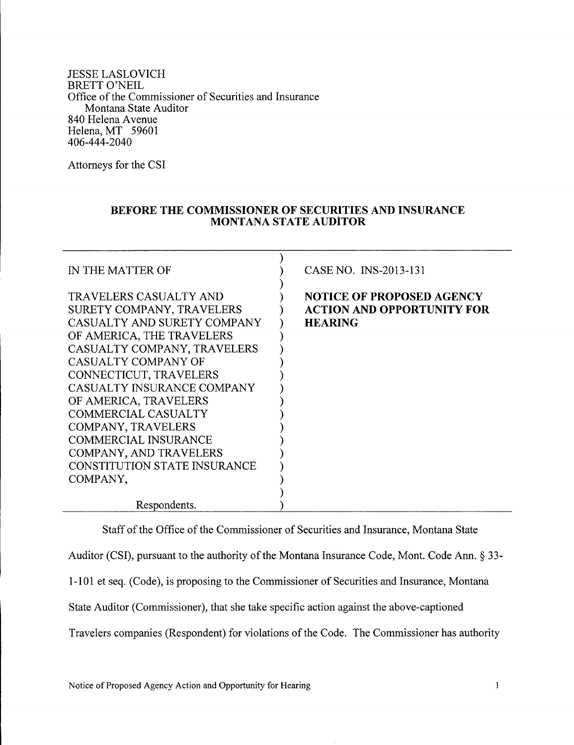JESSE LASLOVICH
BRETT O'NEIL
Office of the Commissioner of Securities and Insurance
Montana State Auditor
840 Helena Avenue
Helena, MT 59601
406-444-2040

Attorneys for the CSI

**BEFORE THE COMMISSIONER OF SECURITIES AND INSURANCE MONTANA STATE AUDITOR**

| | |
|---|---|
| IN THE MATTER OF<br><br>TRAVELERS CASUALTY AND SURETY COMPANY, TRAVELERS CASUALTY AND SURETY COMPANY OF AMERICA, THE TRAVELERS CASUALTY COMPANY, TRAVELERS CASUALTY COMPANY OF CONNECTICUT, TRAVELERS CASUALTY INSURANCE COMPANY OF AMERICA, TRAVELERS COMMERCIAL CASUALTY COMPANY, TRAVELERS COMMERCIAL INSURANCE COMPANY, AND TRAVELERS CONSTITUTION STATE INSURANCE COMPANY,<br><br>Respondents. | CASE NO. INS-2013-131<br><br>**NOTICE OF PROPOSED AGENCY ACTION AND OPPORTUNITY FOR HEARING** |

Staff of the Office of the Commissioner of Securities and Insurance, Montana State Auditor (CSI), pursuant to the authority of the Montana Insurance Code, Mont. Code Ann. § 33-1-101 et seq. (Code), is proposing to the Commissioner of Securities and Insurance, Montana State Auditor (Commissioner), that she take specific action against the above-captioned Travelers companies (Respondent) for violations of the Code. The Commissioner has authority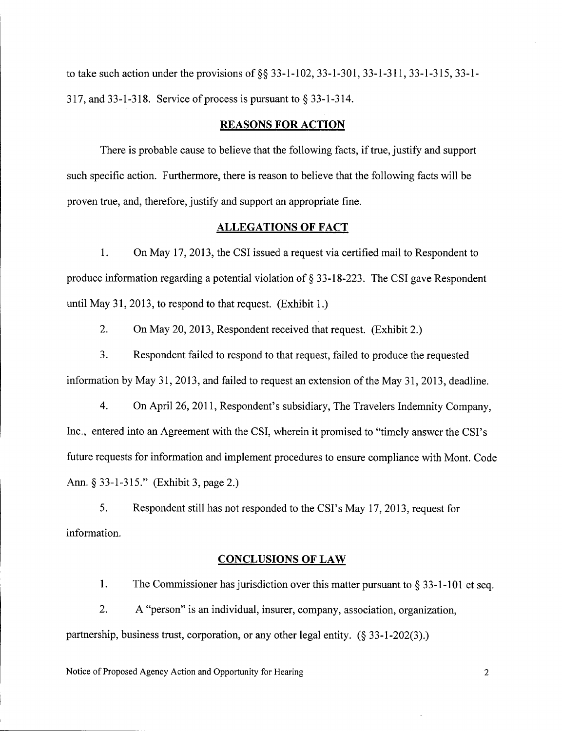to take such action under the provisions of §§ 33-1-102, 33-1-301, 33-1-311, 33-1-315, 33-1-317, and 33-1-318. Service of process is pursuant to § 33-1-314.

## REASONS FOR ACTION

There is probable cause to believe that the following facts, if true, justify and support such specific action. Furthermore, there is reason to believe that the following facts will be proven true, and, therefore, justify and support an appropriate fine.

## ALLEGATIONS OF FACT

1. On May 17, 2013, the CSI issued a request via certified mail to Respondent to produce information regarding a potential violation of § 33-18-223. The CSI gave Respondent until May 31, 2013, to respond to that request. (Exhibit 1.)

2. On May 20, 2013, Respondent received that request. (Exhibit 2.)

3. Respondent failed to respond to that request, failed to produce the requested information by May 31, 2013, and failed to request an extension of the May 31, 2013, deadline.

4. On April 26, 2011, Respondent's subsidiary, The Travelers Indemnity Company, Inc., entered into an Agreement with the CSI, wherein it promised to "timely answer the CSI's future requests for information and implement procedures to ensure compliance with Mont. Code Ann. § 33-1-315." (Exhibit 3, page 2.)

5. Respondent still has not responded to the CSI's May 17, 2013, request for information.

## CONCLUSIONS OF LAW

1. The Commissioner has jurisdiction over this matter pursuant to § 33-1-101 et seq.

2. A "person" is an individual, insurer, company, association, organization, partnership, business trust, corporation, or any other legal entity. (§ 33-1-202(3).)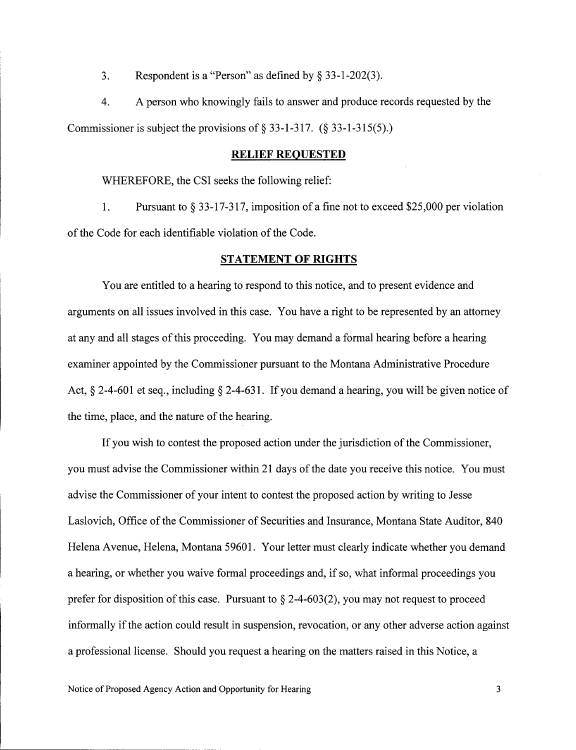3. Respondent is a "Person" as defined by § 33-1-202(3).

4. A person who knowingly fails to answer and produce records requested by the Commissioner is subject the provisions of § 33-1-317. (§ 33-1-315(5).)

## RELIEF REQUESTED

WHEREFORE, the CSI seeks the following relief:

1. Pursuant to § 33-17-317, imposition of a fine not to exceed $25,000 per violation of the Code for each identifiable violation of the Code.

## STATEMENT OF RIGHTS

You are entitled to a hearing to respond to this notice, and to present evidence and arguments on all issues involved in this case. You have a right to be represented by an attorney at any and all stages of this proceeding. You may demand a formal hearing before a hearing examiner appointed by the Commissioner pursuant to the Montana Administrative Procedure Act, § 2-4-601 et seq., including § 2-4-631. If you demand a hearing, you will be given notice of the time, place, and the nature of the hearing.

If you wish to contest the proposed action under the jurisdiction of the Commissioner, you must advise the Commissioner within 21 days of the date you receive this notice. You must advise the Commissioner of your intent to contest the proposed action by writing to Jesse Laslovich, Office of the Commissioner of Securities and Insurance, Montana State Auditor, 840 Helena Avenue, Helena, Montana 59601. Your letter must clearly indicate whether you demand a hearing, or whether you waive formal proceedings and, if so, what informal proceedings you prefer for disposition of this case. Pursuant to § 2-4-603(2), you may not request to proceed informally if the action could result in suspension, revocation, or any other adverse action against a professional license. Should you request a hearing on the matters raised in this Notice, a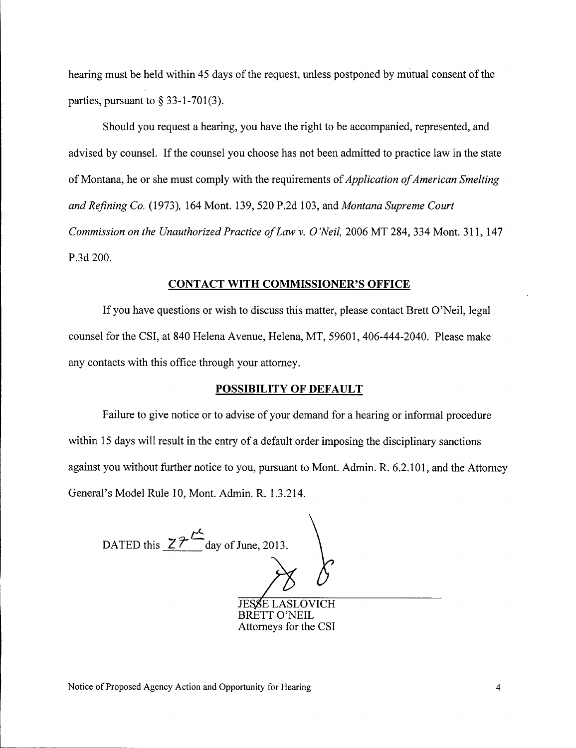hearing must be held within 45 days of the request, unless postponed by mutual consent of the parties, pursuant to § 33-1-701(3).

Should you request a hearing, you have the right to be accompanied, represented, and advised by counsel. If the counsel you choose has not been admitted to practice law in the state of Montana, he or she must comply with the requirements of *Application of American Smelting and Refining Co.* (1973), 164 Mont. 139, 520 P.2d 103, and *Montana Supreme Court Commission on the Unauthorized Practice of Law v. O'Neil,* 2006 MT 284, 334 Mont. 311, 147 P.3d 200.

## CONTACT WITH COMMISSIONER'S OFFICE

If you have questions or wish to discuss this matter, please contact Brett O'Neil, legal counsel for the CSI, at 840 Helena Avenue, Helena, MT, 59601, 406-444-2040. Please make any contacts with this office through your attorney.

## POSSIBILITY OF DEFAULT

Failure to give notice or to advise of your demand for a hearing or informal procedure within 15 days will result in the entry of a default order imposing the disciplinary sanctions against you without further notice to you, pursuant to Mont. Admin. R. 6.2.101, and the Attorney General's Model Rule 10, Mont. Admin. R. 1.3.214.

DATED this 27th day of June, 2013.

JESSE LASLOVICH
BRETT O'NEIL
Attorneys for the CSI

Notice of Proposed Agency Action and Opportunity for Hearing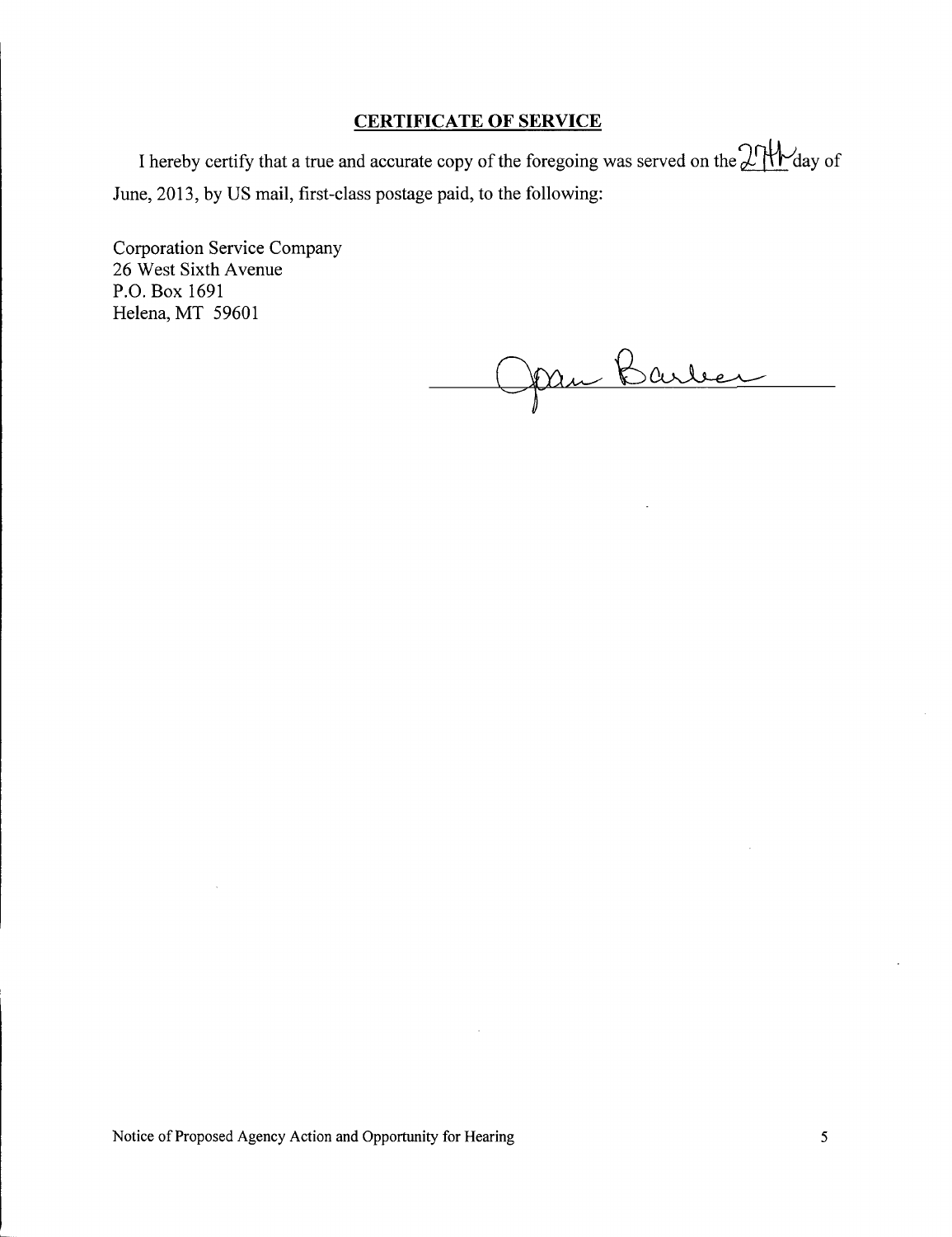**CERTIFICATE OF SERVICE**

I hereby certify that a true and accurate copy of the foregoing was served on the 27th day of June, 2013, by US mail, first-class postage paid, to the following:

Corporation Service Company
26 West Sixth Avenue
P.O. Box 1691
Helena, MT 59601

Joan Barber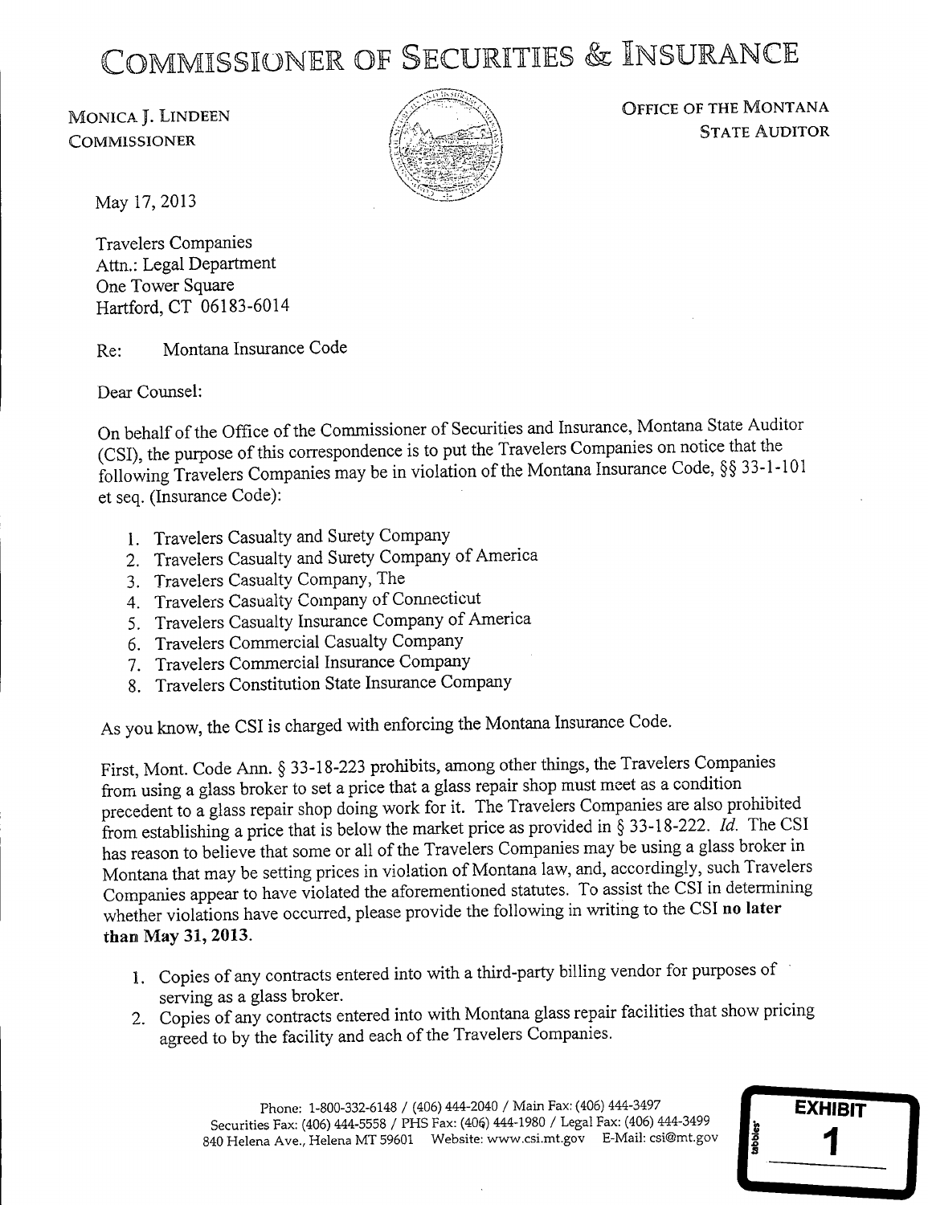# COMMISSIONER OF SECURITIES & INSURANCE

MONICA J. LINDEEN
COMMISSIONER

OFFICE OF THE MONTANA
STATE AUDITOR

May 17, 2013

Travelers Companies
Attn.: Legal Department
One Tower Square
Hartford, CT 06183-6014

Re: Montana Insurance Code

Dear Counsel:

On behalf of the Office of the Commissioner of Securities and Insurance, Montana State Auditor (CSI), the purpose of this correspondence is to put the Travelers Companies on notice that the following Travelers Companies may be in violation of the Montana Insurance Code, §§ 33-1-101 et seq. (Insurance Code):

1. Travelers Casualty and Surety Company
2. Travelers Casualty and Surety Company of America
3. Travelers Casualty Company, The
4. Travelers Casualty Company of Connecticut
5. Travelers Casualty Insurance Company of America
6. Travelers Commercial Casualty Company
7. Travelers Commercial Insurance Company
8. Travelers Constitution State Insurance Company

As you know, the CSI is charged with enforcing the Montana Insurance Code.

First, Mont. Code Ann. § 33-18-223 prohibits, among other things, the Travelers Companies from using a glass broker to set a price that a glass repair shop must meet as a condition precedent to a glass repair shop doing work for it. The Travelers Companies are also prohibited from establishing a price that is below the market price as provided in § 33-18-222. *Id.* The CSI has reason to believe that some or all of the Travelers Companies may be using a glass broker in Montana that may be setting prices in violation of Montana law, and, accordingly, such Travelers Companies appear to have violated the aforementioned statutes. To assist the CSI in determining whether violations have occurred, please provide the following in writing to the CSI **no later than May 31, 2013**.

1. Copies of any contracts entered into with a third-party billing vendor for purposes of serving as a glass broker.
2. Copies of any contracts entered into with Montana glass repair facilities that show pricing agreed to by the facility and each of the Travelers Companies.

Phone: 1-800-332-6148 / (406) 444-2040 / Main Fax: (406) 444-3497
Securities Fax: (406) 444-5558 / PHS Fax: (406) 444-1980 / Legal Fax: (406) 444-3499
840 Helena Ave., Helena MT 59601 Website: www.csi.mt.gov E-Mail: csi@mt.gov

EXHIBIT 1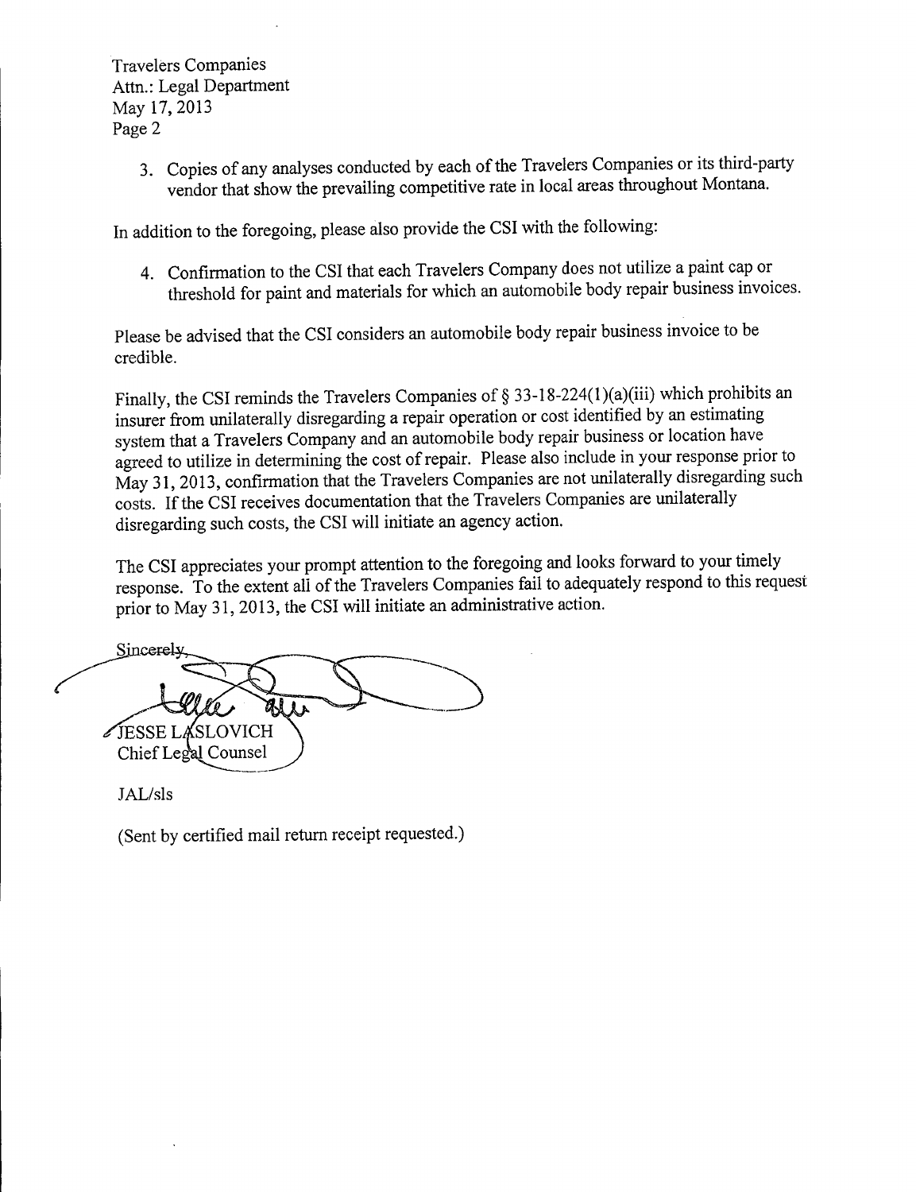Travelers Companies
Attn.: Legal Department
May 17, 2013
Page 2

3. Copies of any analyses conducted by each of the Travelers Companies or its third-party vendor that show the prevailing competitive rate in local areas throughout Montana.

In addition to the foregoing, please also provide the CSI with the following:

4. Confirmation to the CSI that each Travelers Company does not utilize a paint cap or threshold for paint and materials for which an automobile body repair business invoices.

Please be advised that the CSI considers an automobile body repair business invoice to be credible.

Finally, the CSI reminds the Travelers Companies of § 33-18-224(1)(a)(iii) which prohibits an insurer from unilaterally disregarding a repair operation or cost identified by an estimating system that a Travelers Company and an automobile body repair business or location have agreed to utilize in determining the cost of repair. Please also include in your response prior to May 31, 2013, confirmation that the Travelers Companies are not unilaterally disregarding such costs. If the CSI receives documentation that the Travelers Companies are unilaterally disregarding such costs, the CSI will initiate an agency action.

The CSI appreciates your prompt attention to the foregoing and looks forward to your timely response. To the extent all of the Travelers Companies fail to adequately respond to this request prior to May 31, 2013, the CSI will initiate an administrative action.

Sincerely,

JESSE LASLOVICH
Chief Legal Counsel

JAL/sls

(Sent by certified mail return receipt requested.)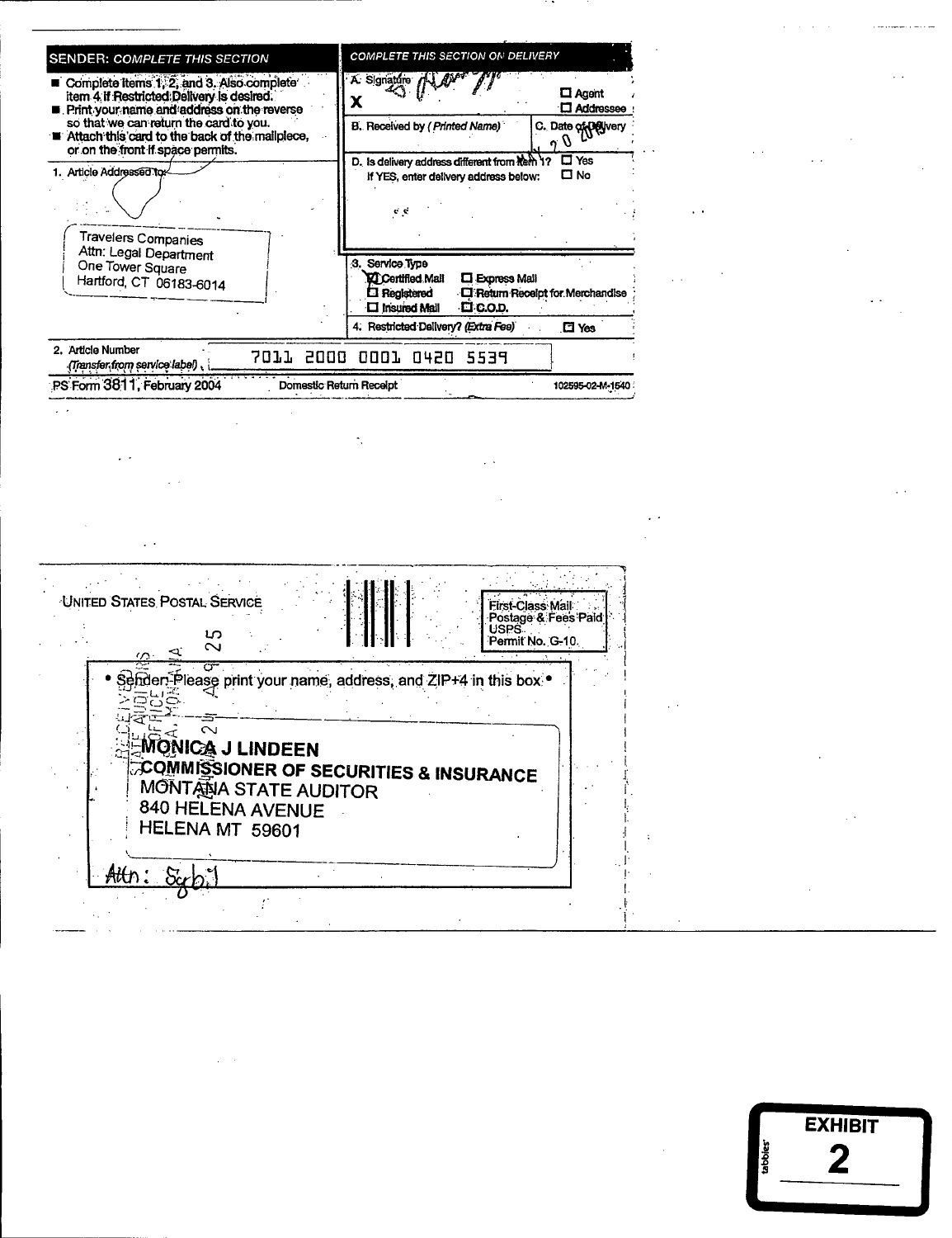| SENDER: *COMPLETE THIS SECTION* | COMPLETE THIS SECTION ON DELIVERY | |
|---|---|---|
| ■ Complete items 1, 2, and 3. Also complete item 4 if Restricted Delivery is desired. ■ Print your name and address on the reverse so that we can return the card to you. ■ Attach this card to the back of the mailpiece, or on the front if space permits. | A. Signature X | ☐ Agent ☐ Addressee |
| | B. Received by (*Printed Name*) | C. Date of Delivery |
| 1. Article Addressed to: Travelers Companies Attn: Legal Department One Tower Square Hartford, CT 06183-6014 | D. Is delivery address different from item 1? ☐ Yes If YES, enter delivery address below: ☐ No | |
| | 3. Service Type ☒ Certified Mail ☐ Express Mail ☐ Registered ☐ Return Receipt for Merchandise ☐ Insured Mail ☐ C.O.D. | |
| | 4. Restricted Delivery? (*Extra Fee*) ☐ Yes | |
| 2. Article Number (*Transfer from service label*) | 7011 2000 0001 0420 5539 | |

PS Form 3811, February 2004 — Domestic Return Receipt — 102595-02-M-1540

UNITED STATES POSTAL SERVICE

First-Class Mail
Postage & Fees Paid
USPS
Permit No. G-10

• Sender: Please print your name, address, and ZIP+4 in this box •

RECEIVED STATE AUDITOR'S OFFICE HELENA, MONTANA

MONICA J LINDEEN
COMMISSIONER OF SECURITIES & INSURANCE
MONTANA STATE AUDITOR
840 HELENA AVENUE
HELENA MT 59601

Attn: Sybil

EXHIBIT 2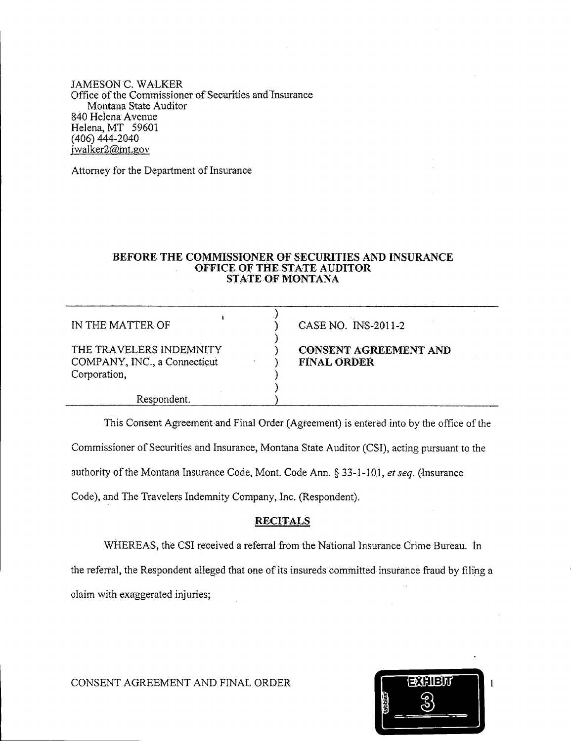JAMESON C. WALKER
Office of the Commissioner of Securities and Insurance
Montana State Auditor
840 Helena Avenue
Helena, MT 59601
(406) 444-2040
jwalker2@mt.gov

Attorney for the Department of Insurance

**BEFORE THE COMMISSIONER OF SECURITIES AND INSURANCE**
**OFFICE OF THE STATE AUDITOR**
**STATE OF MONTANA**

| | | |
|---|---|---|
| IN THE MATTER OF | ) | CASE NO. INS-2011-2 |
| | ) | |
| THE TRAVELERS INDEMNITY COMPANY, INC., a Connecticut Corporation, | ) | **CONSENT AGREEMENT AND FINAL ORDER** |
| | ) | |
| Respondent. | ) | |

This Consent Agreement and Final Order (Agreement) is entered into by the office of the Commissioner of Securities and Insurance, Montana State Auditor (CSI), acting pursuant to the authority of the Montana Insurance Code, Mont. Code Ann. § 33-1-101, *et seq.* (Insurance Code), and The Travelers Indemnity Company, Inc. (Respondent).

## RECITALS

WHEREAS, the CSI received a referral from the National Insurance Crime Bureau. In the referral, the Respondent alleged that one of its insureds committed insurance fraud by filing a claim with exaggerated injuries;

CONSENT AGREEMENT AND FINAL ORDER

EXHIBIT 3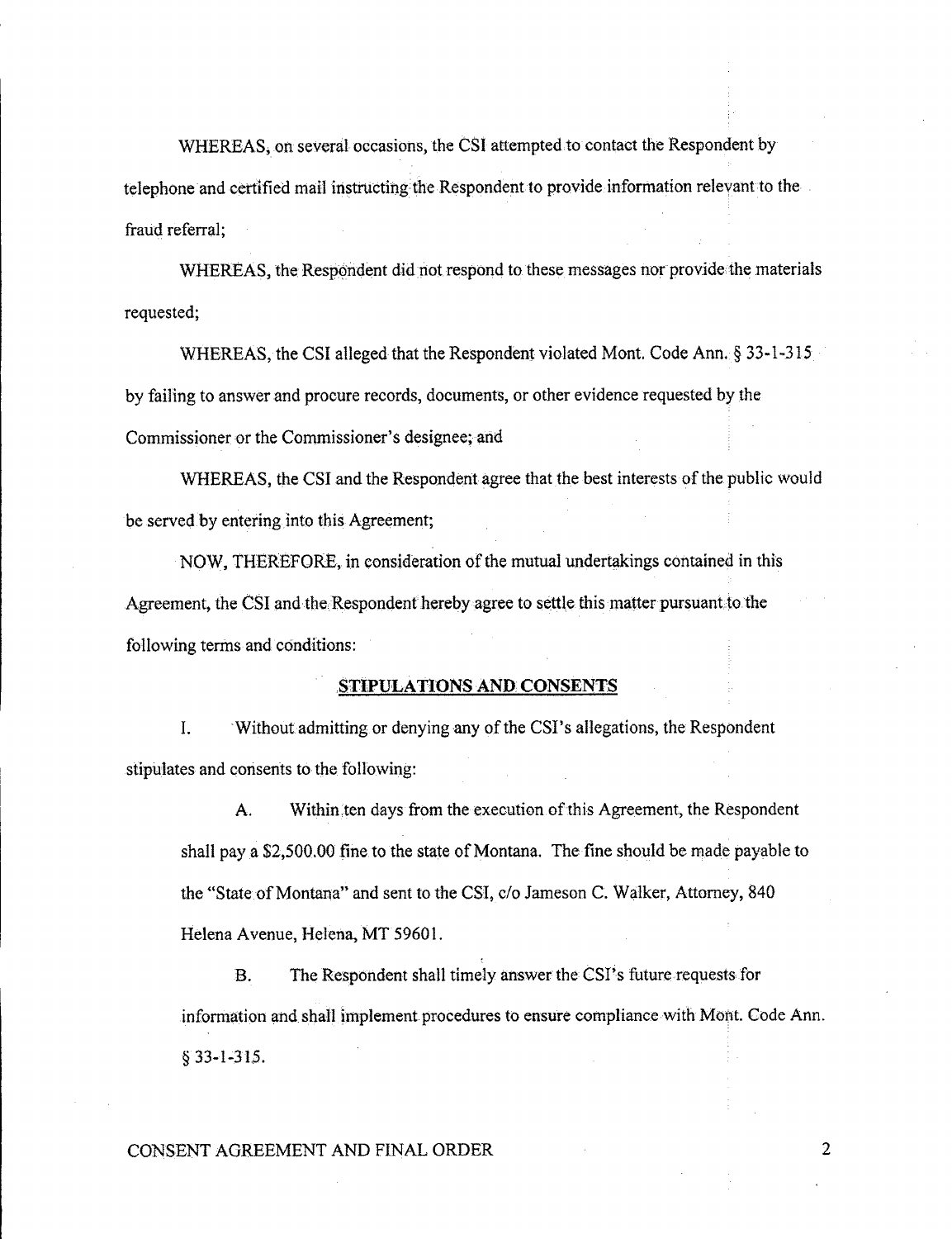WHEREAS, on several occasions, the CSI attempted to contact the Respondent by telephone and certified mail instructing the Respondent to provide information relevant to the fraud referral;

WHEREAS, the Respondent did not respond to these messages nor provide the materials requested;

WHEREAS, the CSI alleged that the Respondent violated Mont. Code Ann. § 33-1-315 by failing to answer and procure records, documents, or other evidence requested by the Commissioner or the Commissioner's designee; and

WHEREAS, the CSI and the Respondent agree that the best interests of the public would be served by entering into this Agreement;

NOW, THEREFORE, in consideration of the mutual undertakings contained in this Agreement, the CSI and the Respondent hereby agree to settle this matter pursuant to the following terms and conditions:

## STIPULATIONS AND CONSENTS

I. Without admitting or denying any of the CSI's allegations, the Respondent stipulates and consents to the following:

A. Within ten days from the execution of this Agreement, the Respondent shall pay a $2,500.00 fine to the state of Montana. The fine should be made payable to the "State of Montana" and sent to the CSI, c/o Jameson C. Walker, Attorney, 840 Helena Avenue, Helena, MT 59601.

B. The Respondent shall timely answer the CSI's future requests for information and shall implement procedures to ensure compliance with Mont. Code Ann. § 33-1-315.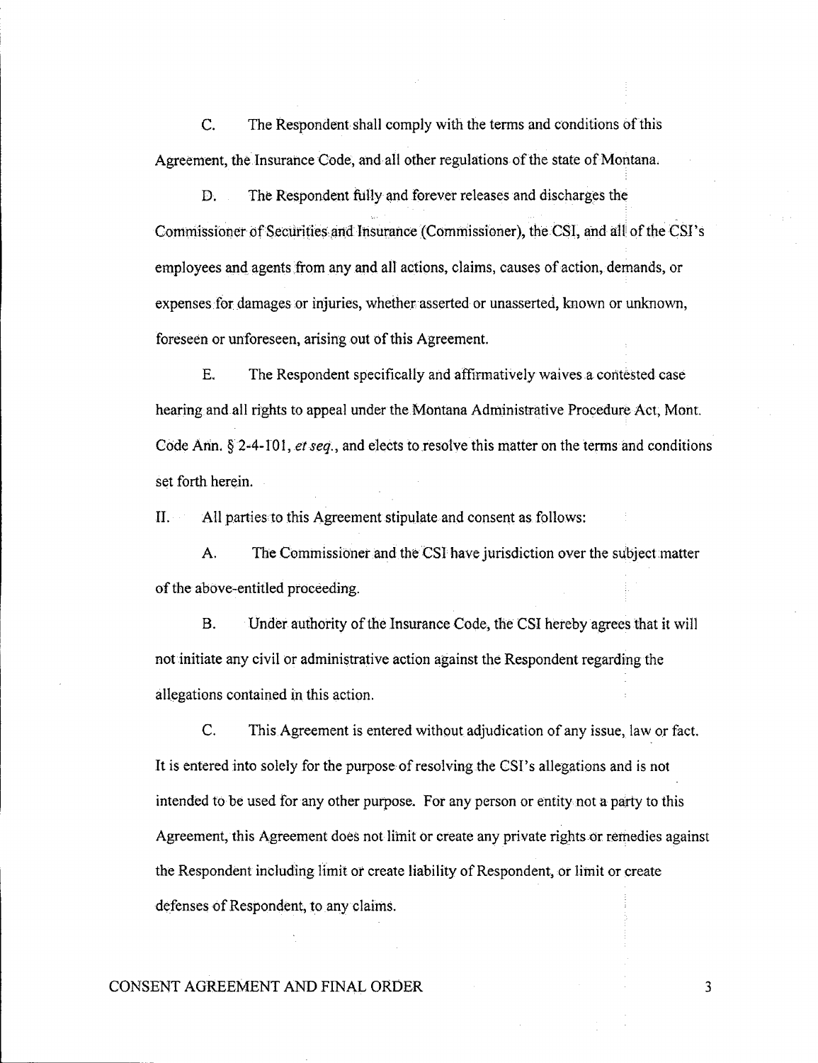C. The Respondent shall comply with the terms and conditions of this Agreement, the Insurance Code, and all other regulations of the state of Montana.

D. The Respondent fully and forever releases and discharges the Commissioner of Securities and Insurance (Commissioner), the CSI, and all of the CSI's employees and agents from any and all actions, claims, causes of action, demands, or expenses for damages or injuries, whether asserted or unasserted, known or unknown, foreseen or unforeseen, arising out of this Agreement.

E. The Respondent specifically and affirmatively waives a contested case hearing and all rights to appeal under the Montana Administrative Procedure Act, Mont. Code Ann. § 2-4-101, *et seq.*, and elects to resolve this matter on the terms and conditions set forth herein.

II. All parties to this Agreement stipulate and consent as follows:

A. The Commissioner and the CSI have jurisdiction over the subject matter of the above-entitled proceeding.

B. Under authority of the Insurance Code, the CSI hereby agrees that it will not initiate any civil or administrative action against the Respondent regarding the allegations contained in this action.

C. This Agreement is entered without adjudication of any issue, law or fact. It is entered into solely for the purpose of resolving the CSI's allegations and is not intended to be used for any other purpose. For any person or entity not a party to this Agreement, this Agreement does not limit or create any private rights or remedies against the Respondent including limit or create liability of Respondent, or limit or create defenses of Respondent, to any claims.

CONSENT AGREEMENT AND FINAL ORDER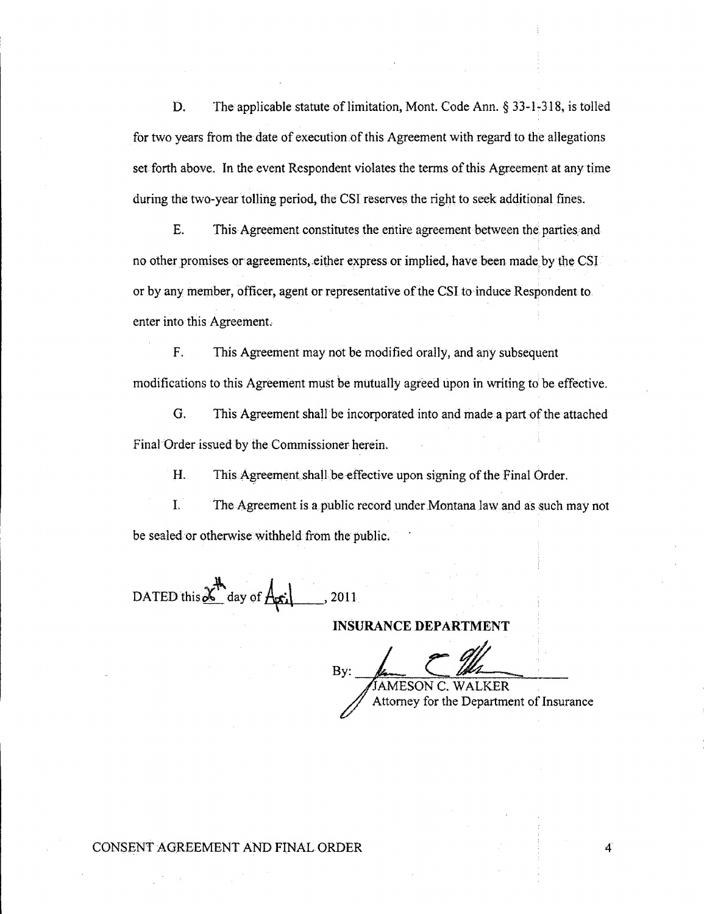D. The applicable statute of limitation, Mont. Code Ann. § 33-1-318, is tolled for two years from the date of execution of this Agreement with regard to the allegations set forth above. In the event Respondent violates the terms of this Agreement at any time during the two-year tolling period, the CSI reserves the right to seek additional fines.

E. This Agreement constitutes the entire agreement between the parties and no other promises or agreements, either express or implied, have been made by the CSI or by any member, officer, agent or representative of the CSI to induce Respondent to enter into this Agreement.

F. This Agreement may not be modified orally, and any subsequent modifications to this Agreement must be mutually agreed upon in writing to be effective.

G. This Agreement shall be incorporated into and made a part of the attached Final Order issued by the Commissioner herein.

H. This Agreement shall be effective upon signing of the Final Order.

I. The Agreement is a public record under Montana law and as such may not be sealed or otherwise withheld from the public.

DATED this 26th day of April, 2011

**INSURANCE DEPARTMENT**

By: ______________________
JAMESON C. WALKER
Attorney for the Department of Insurance

CONSENT AGREEMENT AND FINAL ORDER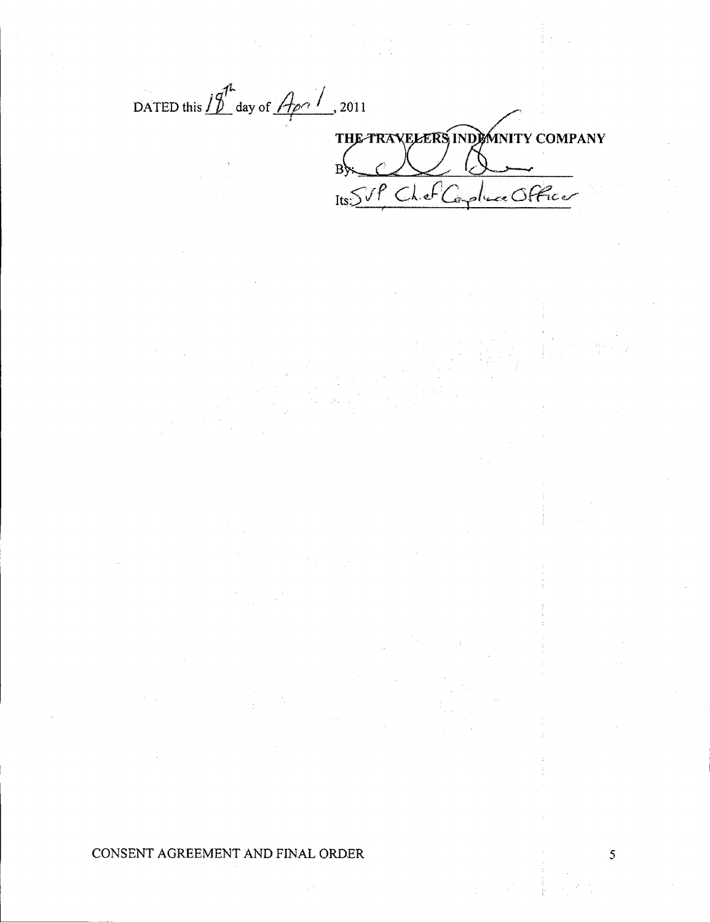DATED this 18th day of April, 2011

THE TRAVELERS INDEMNITY COMPANY

By: ______________________

Its: SVP Chief Compliance Officer

CONSENT AGREEMENT AND FINAL ORDER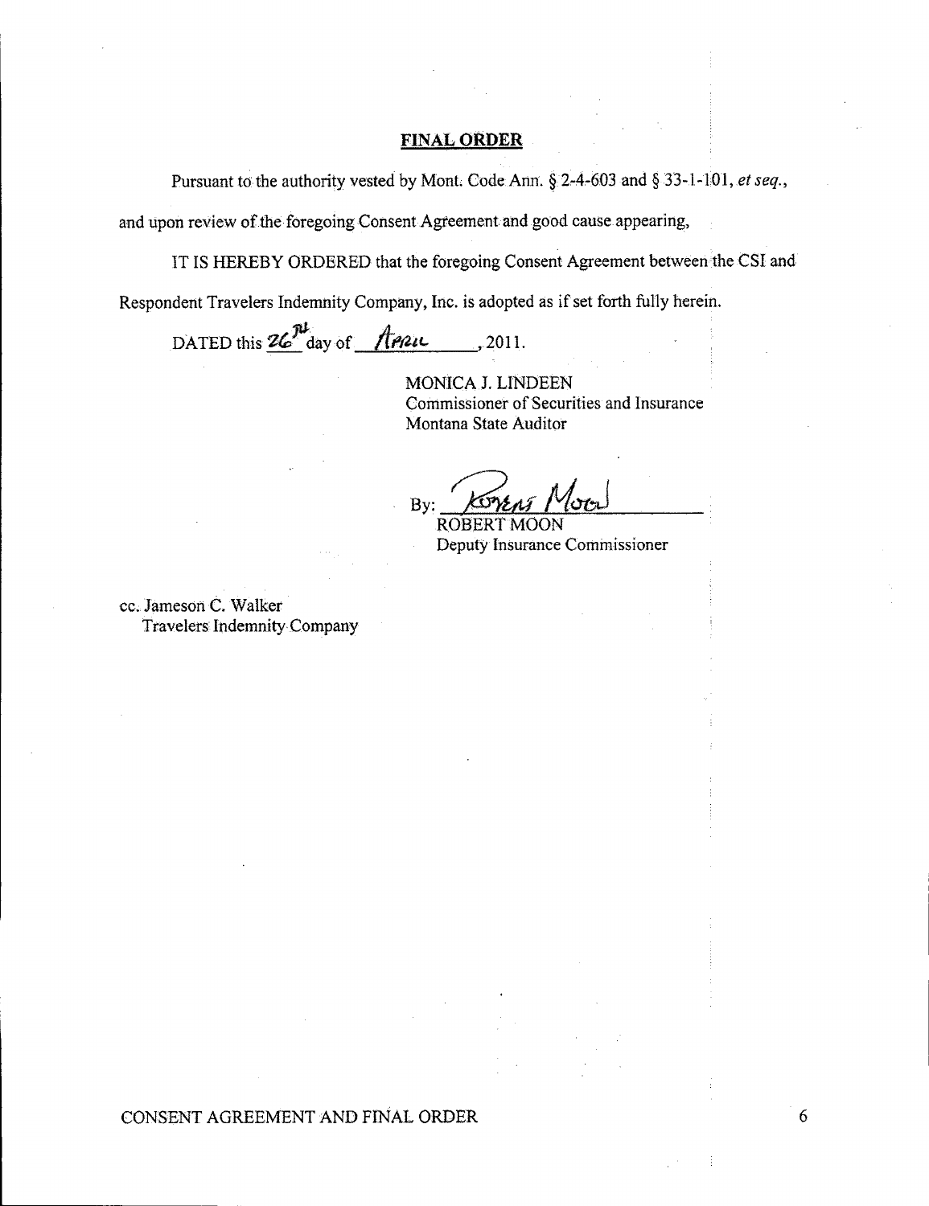## FINAL ORDER

Pursuant to the authority vested by Mont. Code Ann. § 2-4-603 and § 33-1-101, *et seq.*, and upon review of the foregoing Consent Agreement and good cause appearing,

IT IS HEREBY ORDERED that the foregoing Consent Agreement between the CSI and Respondent Travelers Indemnity Company, Inc. is adopted as if set forth fully herein.

DATED this 26th day of April, 2011.

MONICA J. LINDEEN
Commissioner of Securities and Insurance
Montana State Auditor

By: Robert Moon
ROBERT MOON
Deputy Insurance Commissioner

cc. Jameson C. Walker
Travelers Indemnity Company

CONSENT AGREEMENT AND FINAL ORDER